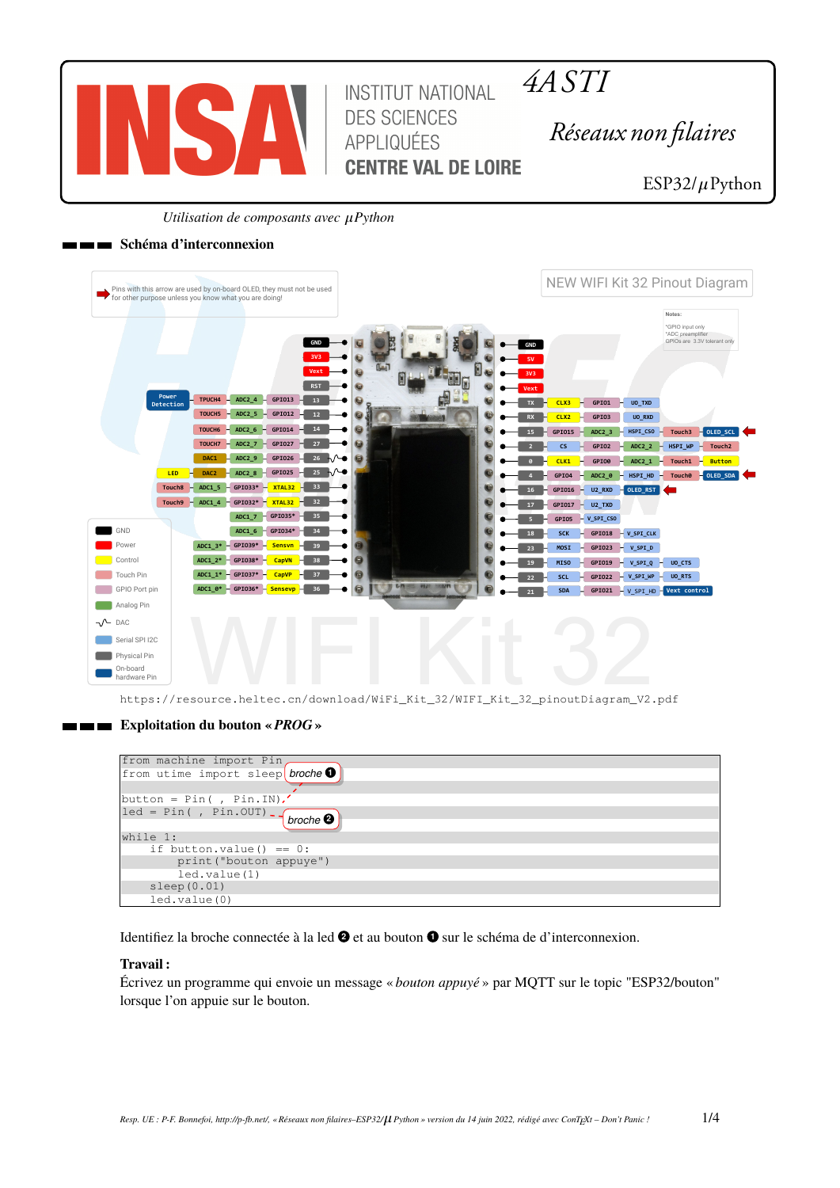# 4A STI

## Réseaux non filaires

ESP32/$\mu$Python

*Utilisation de composants avec $\mu$Python*

### Schéma d'interconnexion

https://resource.heltec.cn/download/WiFi_Kit_32/WIFI_Kit_32_pinoutDiagram_V2.pdf

### Exploitation du bouton « *PROG* »

```
from machine import Pin
from utime import sleep      broche ❶

button = Pin( , Pin.IN)
led = Pin( , Pin.OUT)        broche ❷

while 1:
    if button.value() == 0:
        print("bouton appuye")
        led.value(1)
    sleep(0.01)
    led.value(0)
```

Identifiez la broche connectée à la led ❷ et au bouton ❶ sur le schéma de d'interconnexion.

**Travail :**
Écrivez un programme qui envoie un message « *bouton appuyé* » par MQTT sur le topic "ESP32/bouton" lorsque l'on appuie sur le bouton.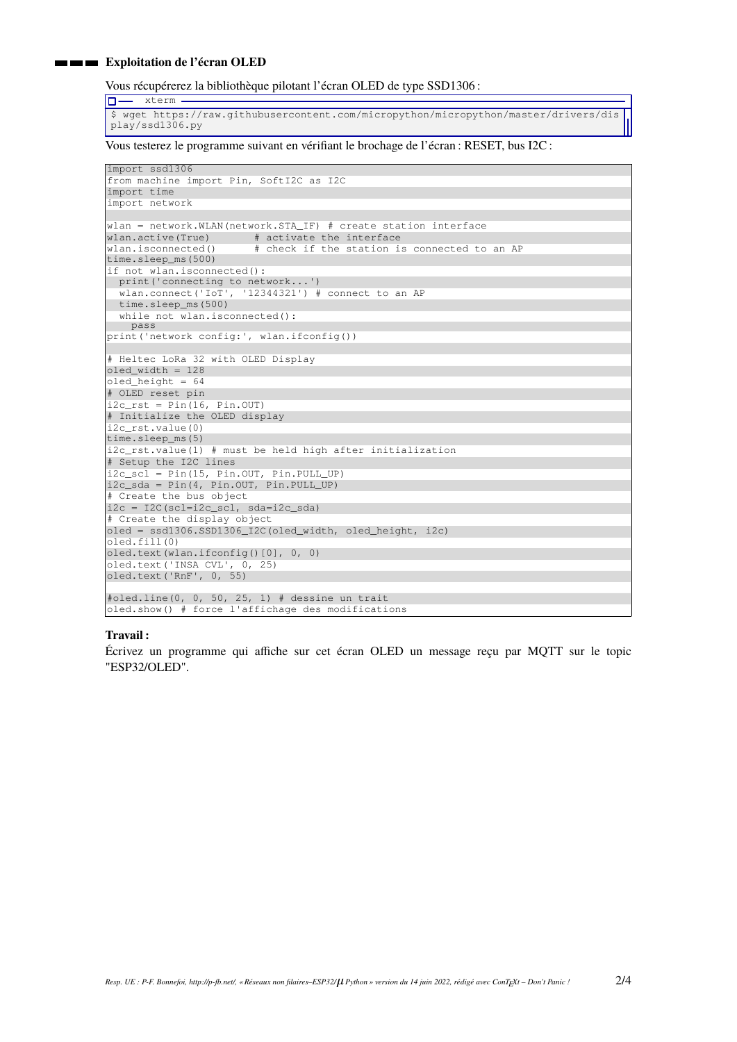## Exploitation de l'écran OLED

Vous récupérerez la bibliothèque pilotant l'écran OLED de type SSD1306 :

```
xterm
$ wget https://raw.githubusercontent.com/micropython/micropython/master/drivers/display/ssd1306.py
```

Vous testerez le programme suivant en vérifiant le brochage de l'écran : RESET, bus I2C :

```python
import ssd1306
from machine import Pin, SoftI2C as I2C
import time
import network

wlan = network.WLAN(network.STA_IF) # create station interface
wlan.active(True)       # activate the interface
wlan.isconnected()      # check if the station is connected to an AP
time.sleep_ms(500)
if not wlan.isconnected():
  print('connecting to network...')
  wlan.connect('IoT', '12344321') # connect to an AP
  time.sleep_ms(500)
  while not wlan.isconnected():
    pass
print('network config:', wlan.ifconfig())

# Heltec LoRa 32 with OLED Display
oled_width = 128
oled_height = 64
# OLED reset pin
i2c_rst = Pin(16, Pin.OUT)
# Initialize the OLED display
i2c_rst.value(0)
time.sleep_ms(5)
i2c_rst.value(1) # must be held high after initialization
# Setup the I2C lines
i2c_scl = Pin(15, Pin.OUT, Pin.PULL_UP)
i2c_sda = Pin(4, Pin.OUT, Pin.PULL_UP)
# Create the bus object
i2c = I2C(scl=i2c_scl, sda=i2c_sda)
# Create the display object
oled = ssd1306.SSD1306_I2C(oled_width, oled_height, i2c)
oled.fill(0)
oled.text(wlan.ifconfig()[0], 0, 0)
oled.text('INSA CVL', 0, 25)
oled.text('RnF', 0, 55)

#oled.line(0, 0, 50, 25, 1) # dessine un trait
oled.show() # force l'affichage des modifications
```

**Travail :**

Écrivez un programme qui affiche sur cet écran OLED un message reçu par MQTT sur le topic "ESP32/OLED".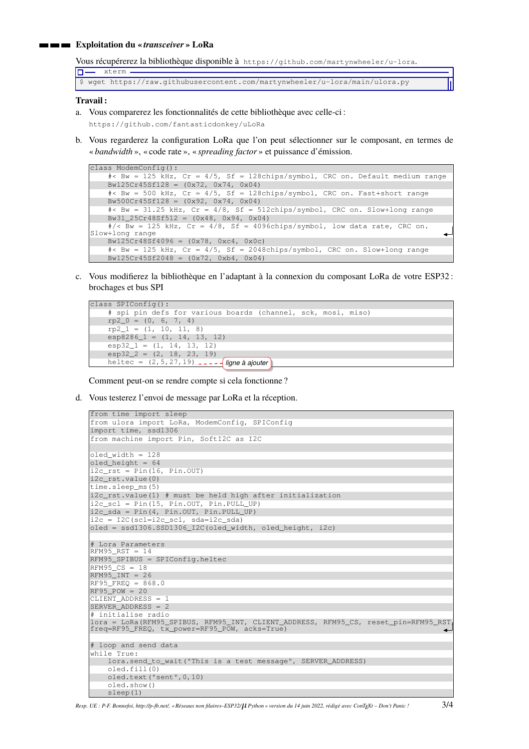### Exploitation du « *transceiver* » LoRa

Vous récupérerez la bibliothèque disponible à `https://github.com/martynwheeler/u-lora`.

```
xterm
$ wget https://raw.githubusercontent.com/martynwheeler/u-lora/main/ulora.py
```

**Travail :**

a. Vous comparerez les fonctionnalités de cette bibliothèque avec celle-ci :
   `https://github.com/fantasticdonkey/uLoRa`

b. Vous regarderez la configuration LoRa que l'on peut sélectionner sur le composant, en termes de « *bandwidth* », « code rate », « *spreading factor* » et puissance d'émission.

```
class ModemConfig():
    #< Bw = 125 kHz, Cr = 4/5, Sf = 128chips/symbol, CRC on. Default medium range
    Bw125Cr45Sf128 = (0x72, 0x74, 0x04)
    #< Bw = 500 kHz, Cr = 4/5, Sf = 128chips/symbol, CRC on. Fast+short range
    Bw500Cr45Sf128 = (0x92, 0x74, 0x04)
    #< Bw = 31.25 kHz, Cr = 4/8, Sf = 512chips/symbol, CRC on. Slow+long range
    Bw31_25Cr48Sf512 = (0x48, 0x94, 0x04)
    #/< Bw = 125 kHz, Cr = 4/8, Sf = 4096chips/symbol, low data rate, CRC on. Slow+long range
    Bw125Cr48Sf4096 = (0x78, 0xc4, 0x0c)
    #< Bw = 125 kHz, Cr = 4/5, Sf = 2048chips/symbol, CRC on. Slow+long range
    Bw125Cr45Sf2048 = (0x72, 0xb4, 0x04)
```

c. Vous modifierez la bibliothèque en l'adaptant à la connexion du composant LoRa de votre ESP32 : brochages et bus SPI

```
class SPIConfig():
    # spi pin defs for various boards (channel, sck, mosi, miso)
    rp2_0 = (0, 6, 7, 4)
    rp2_1 = (1, 10, 11, 8)
    esp8286_1 = (1, 14, 13, 12)
    esp32_1 = (1, 14, 13, 12)
    esp32_2 = (2, 18, 23, 19)
    heltec = (2,5,27,19)    <- ligne à ajouter
```

Comment peut-on se rendre compte si cela fonctionne ?

d. Vous testerez l'envoi de message par LoRa et la réception.

```
from time import sleep
from ulora import LoRa, ModemConfig, SPIConfig
import time, ssd1306
from machine import Pin, SoftI2C as I2C

oled_width = 128
oled_height = 64
i2c_rst = Pin(16, Pin.OUT)
i2c_rst.value(0)
time.sleep_ms(5)
i2c_rst.value(1) # must be held high after initialization
i2c_scl = Pin(15, Pin.OUT, Pin.PULL_UP)
i2c_sda = Pin(4, Pin.OUT, Pin.PULL_UP)
i2c = I2C(scl=i2c_scl, sda=i2c_sda)
oled = ssd1306.SSD1306_I2C(oled_width, oled_height, i2c)

# Lora Parameters
RFM95_RST = 14
RFM95_SPIBUS = SPIConfig.heltec
RFM95_CS = 18
RFM95_INT = 26
RF95_FREQ = 868.0
RF95_POW = 20
CLIENT_ADDRESS = 1
SERVER_ADDRESS = 2
# initialise radio
lora = LoRa(RFM95_SPIBUS, RFM95_INT, CLIENT_ADDRESS, RFM95_CS, reset_pin=RFM95_RST, freq=RF95_FREQ, tx_power=RF95_POW, acks=True)

# loop and send data
while True:
    lora.send_to_wait("This is a test message", SERVER_ADDRESS)
    oled.fill(0)
    oled.text("sent",0,10)
    oled.show()
    sleep(1)
```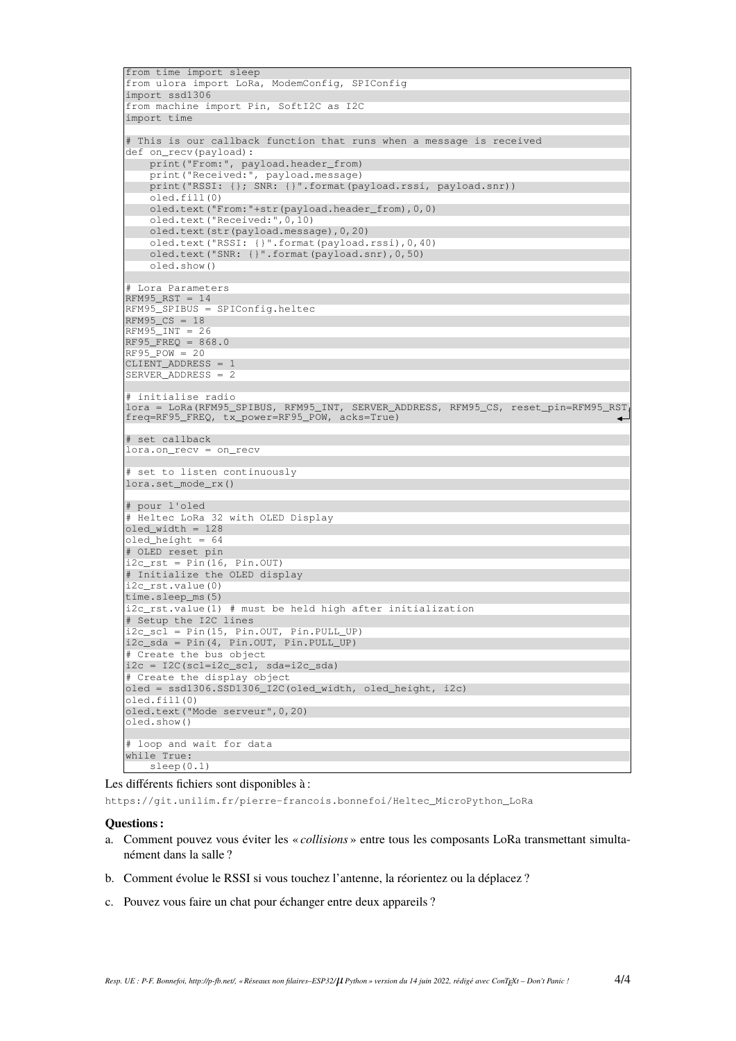```python
from time import sleep
from ulora import LoRa, ModemConfig, SPIConfig
import ssd1306
from machine import Pin, SoftI2C as I2C
import time

# This is our callback function that runs when a message is received
def on_recv(payload):
    print("From:", payload.header_from)
    print("Received:", payload.message)
    print("RSSI: {}; SNR: {}".format(payload.rssi, payload.snr))
    oled.fill(0)
    oled.text("From:"+str(payload.header_from),0,0)
    oled.text("Received:",0,10)
    oled.text(str(payload.message),0,20)
    oled.text("RSSI: {}".format(payload.rssi),0,40)
    oled.text("SNR: {}".format(payload.snr),0,50)
    oled.show()

# Lora Parameters
RFM95_RST = 14
RFM95_SPIBUS = SPIConfig.heltec
RFM95_CS = 18
RFM95_INT = 26
RF95_FREQ = 868.0
RF95_POW = 20
CLIENT_ADDRESS = 1
SERVER_ADDRESS = 2

# initialise radio
lora = LoRa(RFM95_SPIBUS, RFM95_INT, SERVER_ADDRESS, RFM95_CS, reset_pin=RFM95_RST,
freq=RF95_FREQ, tx_power=RF95_POW, acks=True)

# set callback
lora.on_recv = on_recv

# set to listen continuously
lora.set_mode_rx()

# pour l'oled
# Heltec LoRa 32 with OLED Display
oled_width = 128
oled_height = 64
# OLED reset pin
i2c_rst = Pin(16, Pin.OUT)
# Initialize the OLED display
i2c_rst.value(0)
time.sleep_ms(5)
i2c_rst.value(1) # must be held high after initialization
# Setup the I2C lines
i2c_scl = Pin(15, Pin.OUT, Pin.PULL_UP)
i2c_sda = Pin(4, Pin.OUT, Pin.PULL_UP)
# Create the bus object
i2c = I2C(scl=i2c_scl, sda=i2c_sda)
# Create the display object
oled = ssd1306.SSD1306_I2C(oled_width, oled_height, i2c)
oled.fill(0)
oled.text("Mode serveur",0,20)
oled.show()

# loop and wait for data
while True:
    sleep(0.1)
```

Les différents fichiers sont disponibles à :

https://git.unilim.fr/pierre-francois.bonnefoi/Heltec_MicroPython_LoRa

**Questions :**

a. Comment pouvez vous éviter les « *collisions* » entre tous les composants LoRa transmettant simultanément dans la salle ?

b. Comment évolue le RSSI si vous touchez l'antenne, la réorientez ou la déplacez ?

c. Pouvez vous faire un chat pour échanger entre deux appareils ?